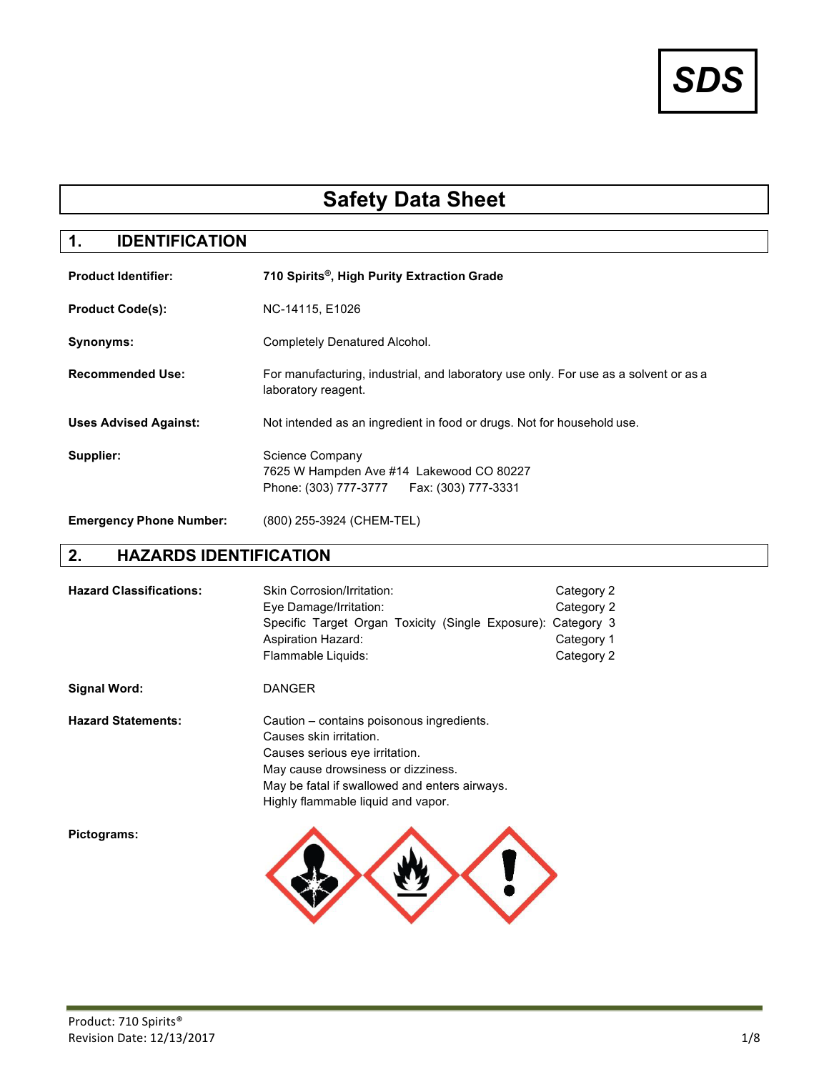**SDS**

# Safety Data Sheet

## 1. IDENTIFICATION

**Product Identifier:** **710 Spirits®, High Purity Extraction Grade**

**Product Code(s):** NC-14115, E1026

**Synonyms:** Completely Denatured Alcohol.

**Recommended Use:** For manufacturing, industrial, and laboratory use only. For use as a solvent or as a laboratory reagent.

**Uses Advised Against:** Not intended as an ingredient in food or drugs. Not for household use.

**Supplier:** Science Company
7625 W Hampden Ave #14 Lakewood CO 80227
Phone: (303) 777-3777 Fax: (303) 777-3331

**Emergency Phone Number:** (800) 255-3924 (CHEM-TEL)

## 2. HAZARDS IDENTIFICATION

**Hazard Classifications:**

| Classification | Category |
|---|---|
| Skin Corrosion/Irritation: | Category 2 |
| Eye Damage/Irritation: | Category 2 |
| Specific Target Organ Toxicity (Single Exposure): | Category 3 |
| Aspiration Hazard: | Category 1 |
| Flammable Liquids: | Category 2 |

**Signal Word:** DANGER

**Hazard Statements:**
Caution – contains poisonous ingredients.
Causes skin irritation.
Causes serious eye irritation.
May cause drowsiness or dizziness.
May be fatal if swallowed and enters airways.
Highly flammable liquid and vapor.

**Pictograms:**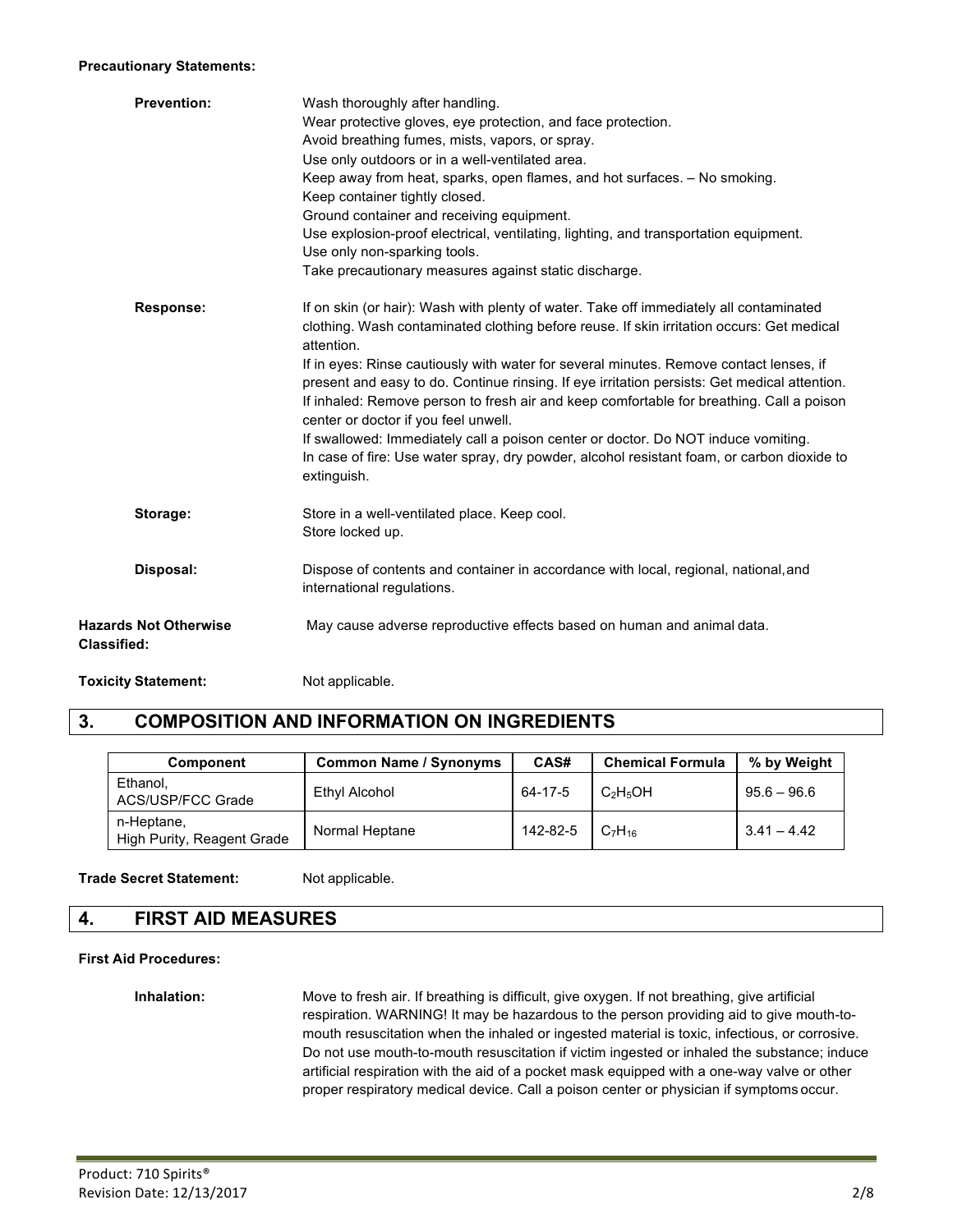**Precautionary Statements:**

**Prevention:**

Wash thoroughly after handling.
Wear protective gloves, eye protection, and face protection.
Avoid breathing fumes, mists, vapors, or spray.
Use only outdoors or in a well-ventilated area.
Keep away from heat, sparks, open flames, and hot surfaces. – No smoking.
Keep container tightly closed.
Ground container and receiving equipment.
Use explosion-proof electrical, ventilating, lighting, and transportation equipment.
Use only non-sparking tools.
Take precautionary measures against static discharge.

**Response:**

If on skin (or hair): Wash with plenty of water. Take off immediately all contaminated clothing. Wash contaminated clothing before reuse. If skin irritation occurs: Get medical attention.
If in eyes: Rinse cautiously with water for several minutes. Remove contact lenses, if present and easy to do. Continue rinsing. If eye irritation persists: Get medical attention.
If inhaled: Remove person to fresh air and keep comfortable for breathing. Call a poison center or doctor if you feel unwell.
If swallowed: Immediately call a poison center or doctor. Do NOT induce vomiting.
In case of fire: Use water spray, dry powder, alcohol resistant foam, or carbon dioxide to extinguish.

**Storage:**

Store in a well-ventilated place. Keep cool.
Store locked up.

**Disposal:**

Dispose of contents and container in accordance with local, regional, national, and international regulations.

**Hazards Not Otherwise Classified:** May cause adverse reproductive effects based on human and animal data.

**Toxicity Statement:** Not applicable.

## 3. COMPOSITION AND INFORMATION ON INGREDIENTS

| Component | Common Name / Synonyms | CAS# | Chemical Formula | % by Weight |
|---|---|---|---|---|
| Ethanol, ACS/USP/FCC Grade | Ethyl Alcohol | 64-17-5 | $C_2H_5OH$ | 95.6 – 96.6 |
| n-Heptane, High Purity, Reagent Grade | Normal Heptane | 142-82-5 | $C_7H_{16}$ | 3.41 – 4.42 |

**Trade Secret Statement:** Not applicable.

## 4. FIRST AID MEASURES

**First Aid Procedures:**

**Inhalation:** Move to fresh air. If breathing is difficult, give oxygen. If not breathing, give artificial respiration. WARNING! It may be hazardous to the person providing aid to give mouth-to-mouth resuscitation when the inhaled or ingested material is toxic, infectious, or corrosive. Do not use mouth-to-mouth resuscitation if victim ingested or inhaled the substance; induce artificial respiration with the aid of a pocket mask equipped with a one-way valve or other proper respiratory medical device. Call a poison center or physician if symptoms occur.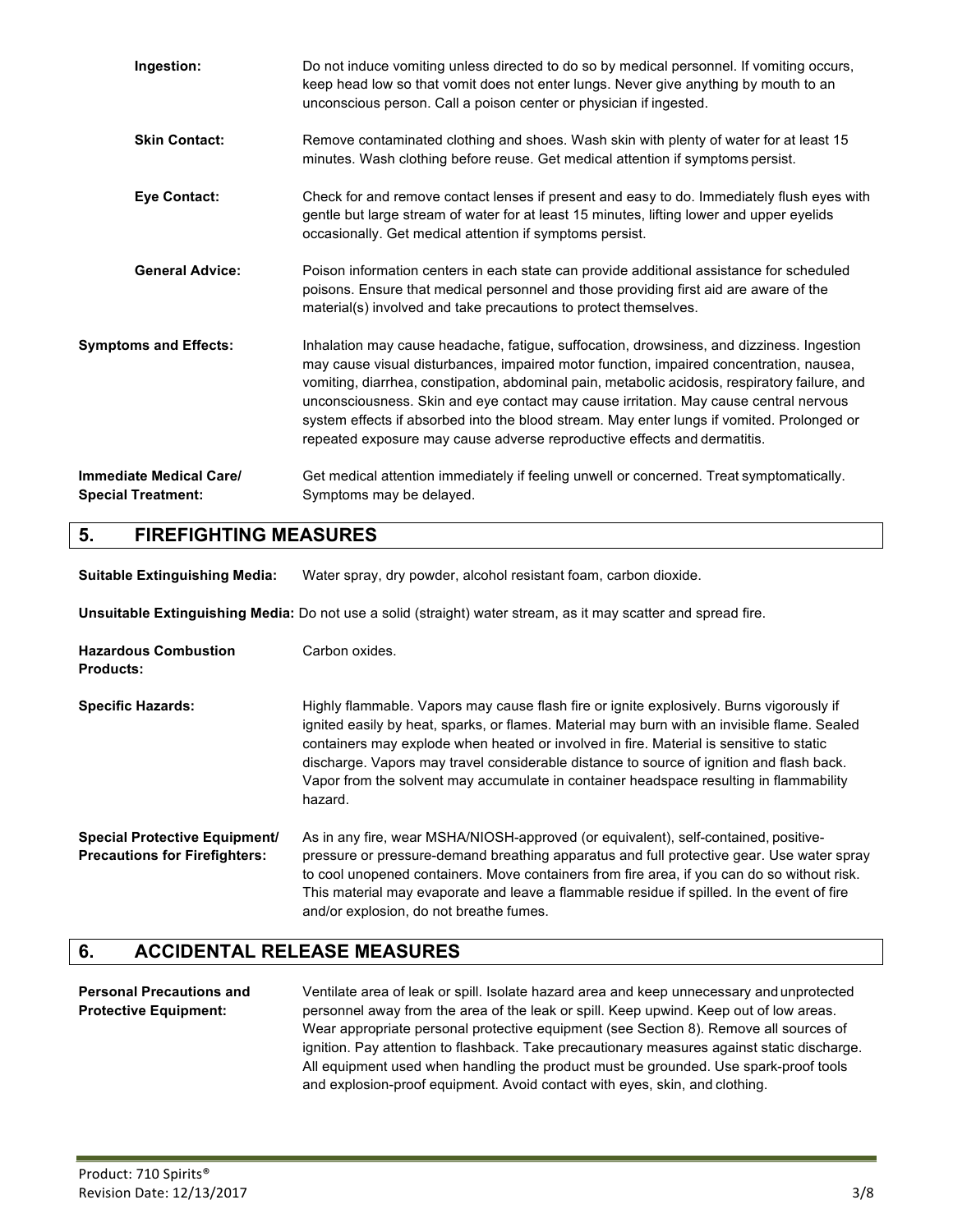**Ingestion:** Do not induce vomiting unless directed to do so by medical personnel. If vomiting occurs, keep head low so that vomit does not enter lungs. Never give anything by mouth to an unconscious person. Call a poison center or physician if ingested.

**Skin Contact:** Remove contaminated clothing and shoes. Wash skin with plenty of water for at least 15 minutes. Wash clothing before reuse. Get medical attention if symptoms persist.

**Eye Contact:** Check for and remove contact lenses if present and easy to do. Immediately flush eyes with gentle but large stream of water for at least 15 minutes, lifting lower and upper eyelids occasionally. Get medical attention if symptoms persist.

**General Advice:** Poison information centers in each state can provide additional assistance for scheduled poisons. Ensure that medical personnel and those providing first aid are aware of the material(s) involved and take precautions to protect themselves.

**Symptoms and Effects:** Inhalation may cause headache, fatigue, suffocation, drowsiness, and dizziness. Ingestion may cause visual disturbances, impaired motor function, impaired concentration, nausea, vomiting, diarrhea, constipation, abdominal pain, metabolic acidosis, respiratory failure, and unconsciousness. Skin and eye contact may cause irritation. May cause central nervous system effects if absorbed into the blood stream. May enter lungs if vomited. Prolonged or repeated exposure may cause adverse reproductive effects and dermatitis.

**Immediate Medical Care/ Special Treatment:** Get medical attention immediately if feeling unwell or concerned. Treat symptomatically. Symptoms may be delayed.

## 5. FIREFIGHTING MEASURES

**Suitable Extinguishing Media:** Water spray, dry powder, alcohol resistant foam, carbon dioxide.

**Unsuitable Extinguishing Media:** Do not use a solid (straight) water stream, as it may scatter and spread fire.

**Hazardous Combustion Products:** Carbon oxides.

**Specific Hazards:** Highly flammable. Vapors may cause flash fire or ignite explosively. Burns vigorously if ignited easily by heat, sparks, or flames. Material may burn with an invisible flame. Sealed containers may explode when heated or involved in fire. Material is sensitive to static discharge. Vapors may travel considerable distance to source of ignition and flash back. Vapor from the solvent may accumulate in container headspace resulting in flammability hazard.

**Special Protective Equipment/ Precautions for Firefighters:** As in any fire, wear MSHA/NIOSH-approved (or equivalent), self-contained, positive-pressure or pressure-demand breathing apparatus and full protective gear. Use water spray to cool unopened containers. Move containers from fire area, if you can do so without risk. This material may evaporate and leave a flammable residue if spilled. In the event of fire and/or explosion, do not breathe fumes.

## 6. ACCIDENTAL RELEASE MEASURES

**Personal Precautions and Protective Equipment:** Ventilate area of leak or spill. Isolate hazard area and keep unnecessary and unprotected personnel away from the area of the leak or spill. Keep upwind. Keep out of low areas. Wear appropriate personal protective equipment (see Section 8). Remove all sources of ignition. Pay attention to flashback. Take precautionary measures against static discharge. All equipment used when handling the product must be grounded. Use spark-proof tools and explosion-proof equipment. Avoid contact with eyes, skin, and clothing.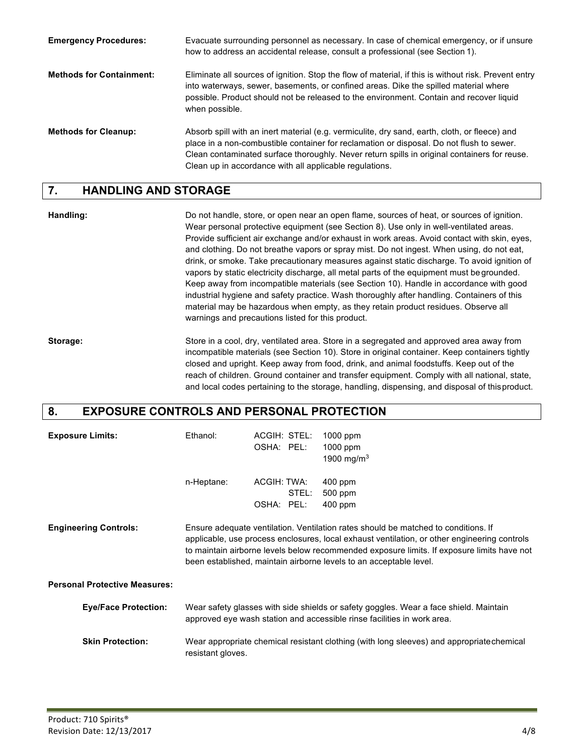**Emergency Procedures:** Evacuate surrounding personnel as necessary. In case of chemical emergency, or if unsure how to address an accidental release, consult a professional (see Section 1).

**Methods for Containment:** Eliminate all sources of ignition. Stop the flow of material, if this is without risk. Prevent entry into waterways, sewer, basements, or confined areas. Dike the spilled material where possible. Product should not be released to the environment. Contain and recover liquid when possible.

**Methods for Cleanup:** Absorb spill with an inert material (e.g. vermiculite, dry sand, earth, cloth, or fleece) and place in a non-combustible container for reclamation or disposal. Do not flush to sewer. Clean contaminated surface thoroughly. Never return spills in original containers for reuse. Clean up in accordance with all applicable regulations.

## 7. HANDLING AND STORAGE

**Handling:** Do not handle, store, or open near an open flame, sources of heat, or sources of ignition. Wear personal protective equipment (see Section 8). Use only in well-ventilated areas. Provide sufficient air exchange and/or exhaust in work areas. Avoid contact with skin, eyes, and clothing. Do not breathe vapors or spray mist. Do not ingest. When using, do not eat, drink, or smoke. Take precautionary measures against static discharge. To avoid ignition of vapors by static electricity discharge, all metal parts of the equipment must be grounded. Keep away from incompatible materials (see Section 10). Handle in accordance with good industrial hygiene and safety practice. Wash thoroughly after handling. Containers of this material may be hazardous when empty, as they retain product residues. Observe all warnings and precautions listed for this product.

**Storage:** Store in a cool, dry, ventilated area. Store in a segregated and approved area away from incompatible materials (see Section 10). Store in original container. Keep containers tightly closed and upright. Keep away from food, drink, and animal foodstuffs. Keep out of the reach of children. Ground container and transfer equipment. Comply with all national, state, and local codes pertaining to the storage, handling, dispensing, and disposal of this product.

## 8. EXPOSURE CONTROLS AND PERSONAL PROTECTION

**Exposure Limits:**

| Component | Agency | Limit |
|---|---|---|
| Ethanol: | ACGIH: STEL: | 1000 ppm |
| | OSHA: PEL: | 1000 ppm<br>1900 mg/m$^3$ |
| n-Heptane: | ACGIH: TWA: | 400 ppm |
| | STEL: | 500 ppm |
| | OSHA: PEL: | 400 ppm |

**Engineering Controls:** Ensure adequate ventilation. Ventilation rates should be matched to conditions. If applicable, use process enclosures, local exhaust ventilation, or other engineering controls to maintain airborne levels below recommended exposure limits. If exposure limits have not been established, maintain airborne levels to an acceptable level.

**Personal Protective Measures:**

**Eye/Face Protection:** Wear safety glasses with side shields or safety goggles. Wear a face shield. Maintain approved eye wash station and accessible rinse facilities in work area.

**Skin Protection:** Wear appropriate chemical resistant clothing (with long sleeves) and appropriate chemical resistant gloves.

Product: 710 Spirits®
Revision Date: 12/13/2017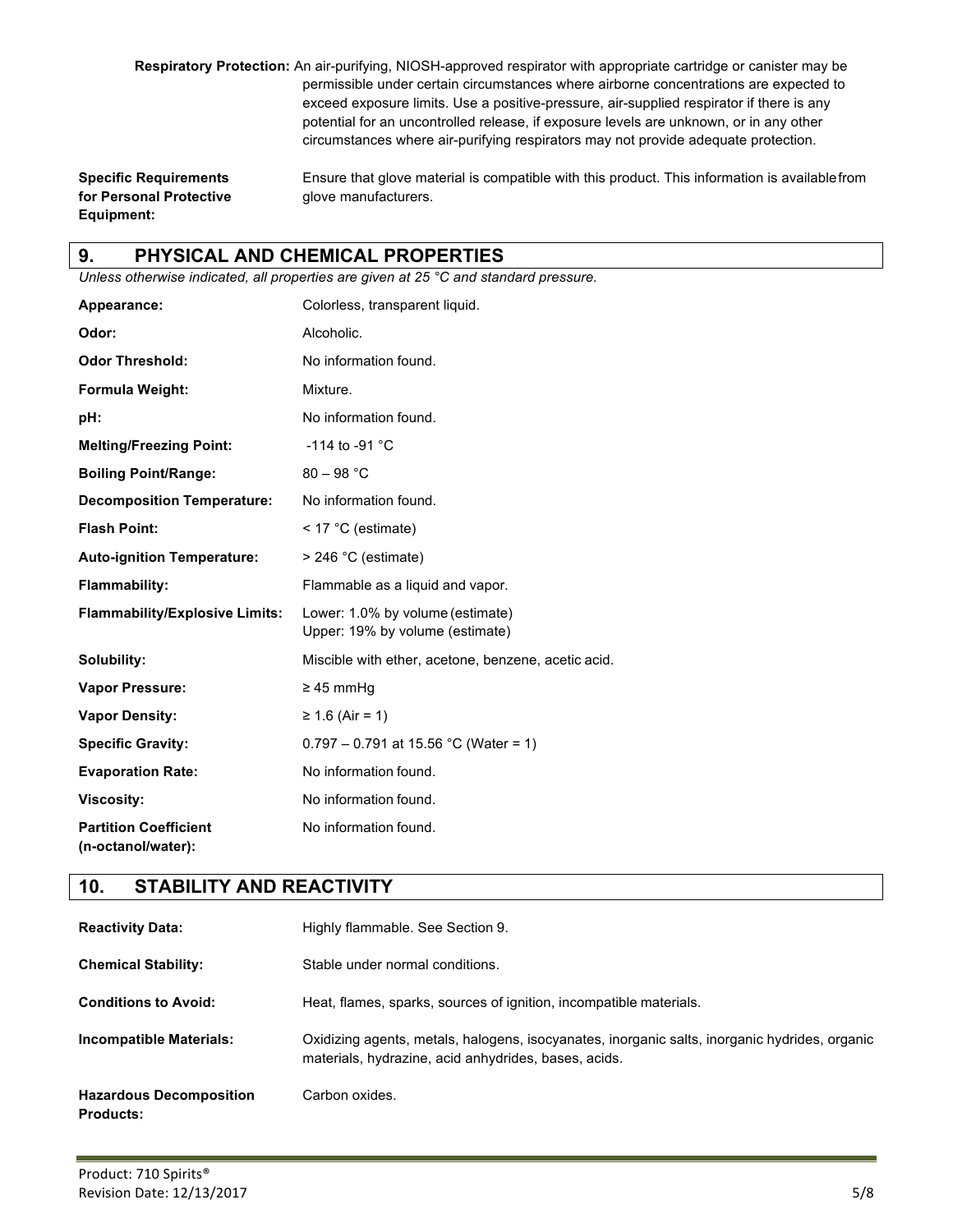**Respiratory Protection:** An air-purifying, NIOSH-approved respirator with appropriate cartridge or canister may be permissible under certain circumstances where airborne concentrations are expected to exceed exposure limits. Use a positive-pressure, air-supplied respirator if there is any potential for an uncontrolled release, if exposure levels are unknown, or in any other circumstances where air-purifying respirators may not provide adequate protection.

**Specific Requirements for Personal Protective Equipment:** Ensure that glove material is compatible with this product. This information is available from glove manufacturers.

## 9. PHYSICAL AND CHEMICAL PROPERTIES

*Unless otherwise indicated, all properties are given at 25 °C and standard pressure.*

| | |
|---|---|
| **Appearance:** | Colorless, transparent liquid. |
| **Odor:** | Alcoholic. |
| **Odor Threshold:** | No information found. |
| **Formula Weight:** | Mixture. |
| **pH:** | No information found. |
| **Melting/Freezing Point:** | -114 to -91 °C |
| **Boiling Point/Range:** | 80 – 98 °C |
| **Decomposition Temperature:** | No information found. |
| **Flash Point:** | < 17 °C (estimate) |
| **Auto-ignition Temperature:** | > 246 °C (estimate) |
| **Flammability:** | Flammable as a liquid and vapor. |
| **Flammability/Explosive Limits:** | Lower: 1.0% by volume (estimate)<br>Upper: 19% by volume (estimate) |
| **Solubility:** | Miscible with ether, acetone, benzene, acetic acid. |
| **Vapor Pressure:** | ≥ 45 mmHg |
| **Vapor Density:** | ≥ 1.6 (Air = 1) |
| **Specific Gravity:** | 0.797 – 0.791 at 15.56 °C (Water = 1) |
| **Evaporation Rate:** | No information found. |
| **Viscosity:** | No information found. |
| **Partition Coefficient (n-octanol/water):** | No information found. |

## 10. STABILITY AND REACTIVITY

| | |
|---|---|
| **Reactivity Data:** | Highly flammable. See Section 9. |
| **Chemical Stability:** | Stable under normal conditions. |
| **Conditions to Avoid:** | Heat, flames, sparks, sources of ignition, incompatible materials. |
| **Incompatible Materials:** | Oxidizing agents, metals, halogens, isocyanates, inorganic salts, inorganic hydrides, organic materials, hydrazine, acid anhydrides, bases, acids. |
| **Hazardous Decomposition Products:** | Carbon oxides. |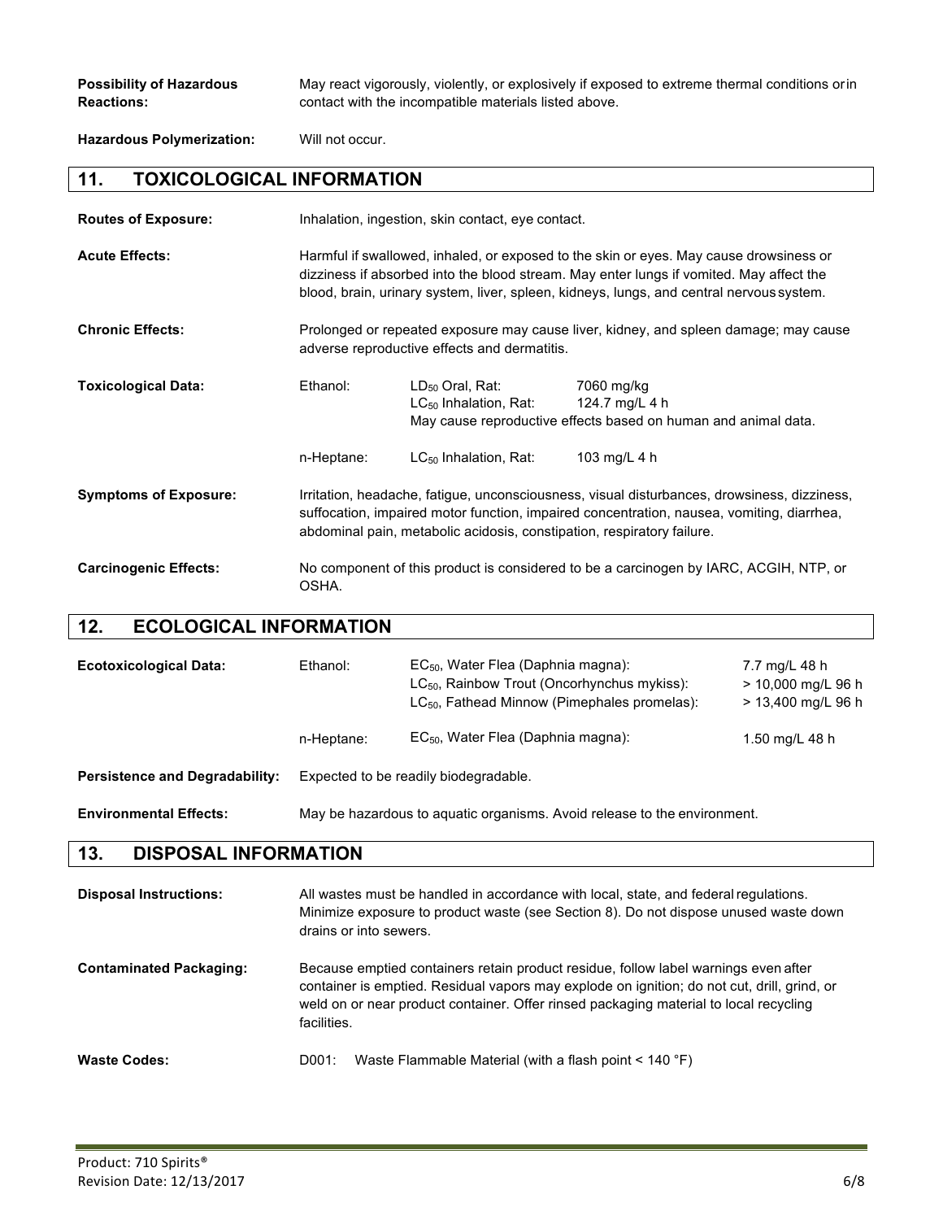**Possibility of Hazardous Reactions:** May react vigorously, violently, or explosively if exposed to extreme thermal conditions or in contact with the incompatible materials listed above.

**Hazardous Polymerization:** Will not occur.

## 11. TOXICOLOGICAL INFORMATION

**Routes of Exposure:** Inhalation, ingestion, skin contact, eye contact.

**Acute Effects:** Harmful if swallowed, inhaled, or exposed to the skin or eyes. May cause drowsiness or dizziness if absorbed into the blood stream. May enter lungs if vomited. May affect the blood, brain, urinary system, liver, spleen, kidneys, lungs, and central nervous system.

**Chronic Effects:** Prolonged or repeated exposure may cause liver, kidney, and spleen damage; may cause adverse reproductive effects and dermatitis.

**Toxicological Data:**

| | | |
|---|---|---|
| Ethanol: | $LD_{50}$ Oral, Rat: | 7060 mg/kg |
| | $LC_{50}$ Inhalation, Rat: | 124.7 mg/L 4 h |
| | May cause reproductive effects based on human and animal data. | |
| n-Heptane: | $LC_{50}$ Inhalation, Rat: | 103 mg/L 4 h |

**Symptoms of Exposure:** Irritation, headache, fatigue, unconsciousness, visual disturbances, drowsiness, dizziness, suffocation, impaired motor function, impaired concentration, nausea, vomiting, diarrhea, abdominal pain, metabolic acidosis, constipation, respiratory failure.

**Carcinogenic Effects:** No component of this product is considered to be a carcinogen by IARC, ACGIH, NTP, or OSHA.

## 12. ECOLOGICAL INFORMATION

**Ecotoxicological Data:**

| | | |
|---|---|---|
| Ethanol: | $EC_{50}$, Water Flea (Daphnia magna): | 7.7 mg/L 48 h |
| | $LC_{50}$, Rainbow Trout (Oncorhynchus mykiss): | > 10,000 mg/L 96 h |
| | $LC_{50}$, Fathead Minnow (Pimephales promelas): | > 13,400 mg/L 96 h |
| n-Heptane: | $EC_{50}$, Water Flea (Daphnia magna): | 1.50 mg/L 48 h |

**Persistence and Degradability:** Expected to be readily biodegradable.

**Environmental Effects:** May be hazardous to aquatic organisms. Avoid release to the environment.

## 13. DISPOSAL INFORMATION

**Disposal Instructions:** All wastes must be handled in accordance with local, state, and federal regulations. Minimize exposure to product waste (see Section 8). Do not dispose unused waste down drains or into sewers.

**Contaminated Packaging:** Because emptied containers retain product residue, follow label warnings even after container is emptied. Residual vapors may explode on ignition; do not cut, drill, grind, or weld on or near product container. Offer rinsed packaging material to local recycling facilities.

**Waste Codes:** D001: Waste Flammable Material (with a flash point < 140 °F)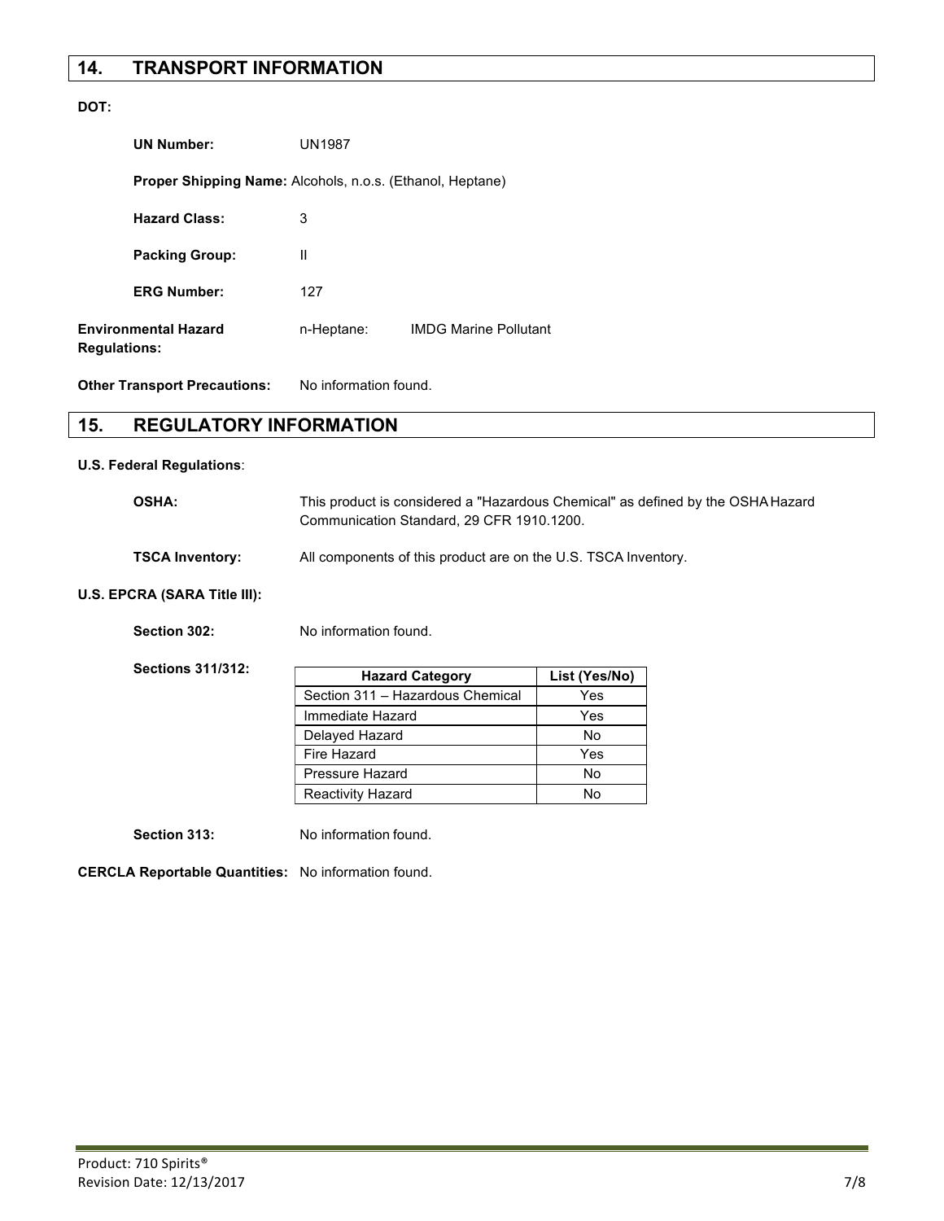## 14. TRANSPORT INFORMATION

**DOT:**

**UN Number:** UN1987

**Proper Shipping Name:** Alcohols, n.o.s. (Ethanol, Heptane)

**Hazard Class:** 3

**Packing Group:** II

**ERG Number:** 127

**Environmental Hazard Regulations:** n-Heptane: IMDG Marine Pollutant

**Other Transport Precautions:** No information found.

## 15. REGULATORY INFORMATION

**U.S. Federal Regulations**:

**OSHA:** This product is considered a "Hazardous Chemical" as defined by the OSHA Hazard Communication Standard, 29 CFR 1910.1200.

**TSCA Inventory:** All components of this product are on the U.S. TSCA Inventory.

**U.S. EPCRA (SARA Title III):**

**Section 302:** No information found.

**Sections 311/312:**

| Hazard Category | List (Yes/No) |
|---|---|
| Section 311 – Hazardous Chemical | Yes |
| Immediate Hazard | Yes |
| Delayed Hazard | No |
| Fire Hazard | Yes |
| Pressure Hazard | No |
| Reactivity Hazard | No |

**Section 313:** No information found.

**CERCLA Reportable Quantities:** No information found.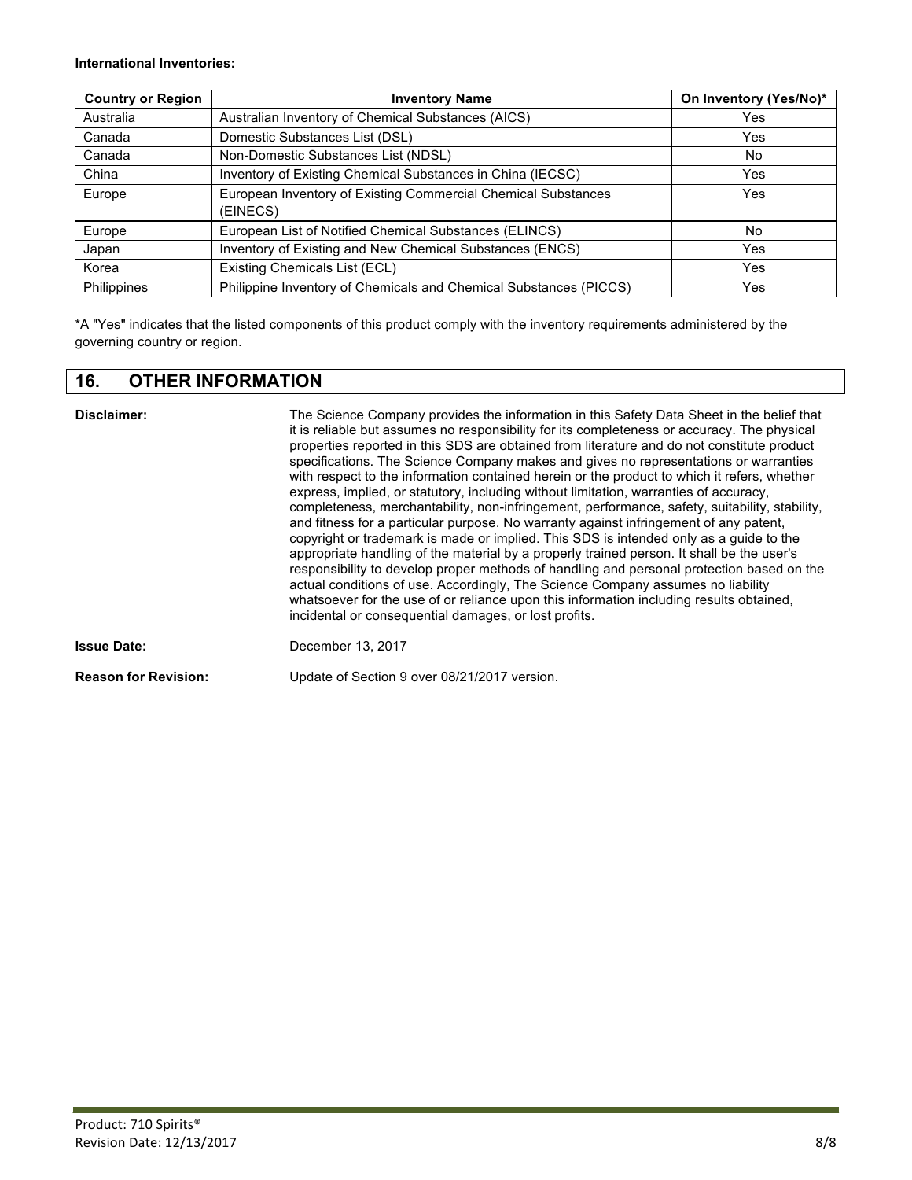**International Inventories:**

| Country or Region | Inventory Name | On Inventory (Yes/No)* |
|---|---|---|
| Australia | Australian Inventory of Chemical Substances (AICS) | Yes |
| Canada | Domestic Substances List (DSL) | Yes |
| Canada | Non-Domestic Substances List (NDSL) | No |
| China | Inventory of Existing Chemical Substances in China (IECSC) | Yes |
| Europe | European Inventory of Existing Commercial Chemical Substances (EINECS) | Yes |
| Europe | European List of Notified Chemical Substances (ELINCS) | No |
| Japan | Inventory of Existing and New Chemical Substances (ENCS) | Yes |
| Korea | Existing Chemicals List (ECL) | Yes |
| Philippines | Philippine Inventory of Chemicals and Chemical Substances (PICCS) | Yes |

*A "Yes" indicates that the listed components of this product comply with the inventory requirements administered by the governing country or region.

## 16. OTHER INFORMATION

**Disclaimer:** The Science Company provides the information in this Safety Data Sheet in the belief that it is reliable but assumes no responsibility for its completeness or accuracy. The physical properties reported in this SDS are obtained from literature and do not constitute product specifications. The Science Company makes and gives no representations or warranties with respect to the information contained herein or the product to which it refers, whether express, implied, or statutory, including without limitation, warranties of accuracy, completeness, merchantability, non-infringement, performance, safety, suitability, stability, and fitness for a particular purpose. No warranty against infringement of any patent, copyright or trademark is made or implied. This SDS is intended only as a guide to the appropriate handling of the material by a properly trained person. It shall be the user's responsibility to develop proper methods of handling and personal protection based on the actual conditions of use. Accordingly, The Science Company assumes no liability whatsoever for the use of or reliance upon this information including results obtained, incidental or consequential damages, or lost profits.

**Issue Date:** December 13, 2017

**Reason for Revision:** Update of Section 9 over 08/21/2017 version.